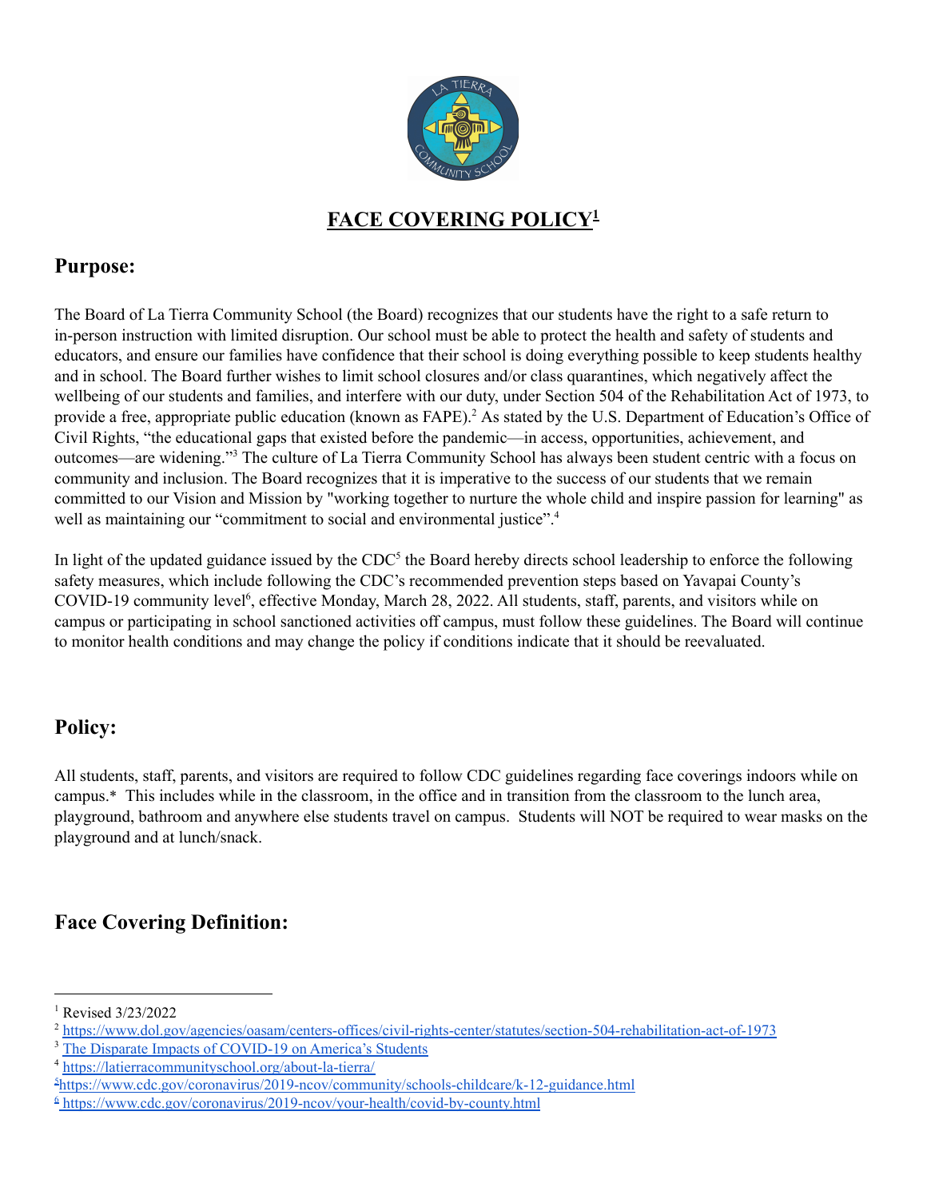# FACE COVERING POLICY[1]

## Purpose:

The Board of La Tierra Community School (the Board) recognizes that our students have the right to a safe return to in-person instruction with limited disruption. Our school must be able to protect the health and safety of students and educators, and ensure our families have confidence that their school is doing everything possible to keep students healthy and in school. The Board further wishes to limit school closures and/or class quarantines, which negatively affect the wellbeing of our students and families, and interfere with our duty, under Section 504 of the Rehabilitation Act of 1973, to provide a free, appropriate public education (known as FAPE).[2] As stated by the U.S. Department of Education's Office of Civil Rights, "the educational gaps that existed before the pandemic—in access, opportunities, achievement, and outcomes—are widening."[3] The culture of La Tierra Community School has always been student centric with a focus on community and inclusion. The Board recognizes that it is imperative to the success of our students that we remain committed to our Vision and Mission by "working together to nurture the whole child and inspire passion for learning" as well as maintaining our "commitment to social and environmental justice".[4]

In light of the updated guidance issued by the CDC[5] the Board hereby directs school leadership to enforce the following safety measures, which include following the CDC's recommended prevention steps based on Yavapai County's COVID-19 community level[6], effective Monday, March 28, 2022. All students, staff, parents, and visitors while on campus or participating in school sanctioned activities off campus, must follow these guidelines. The Board will continue to monitor health conditions and may change the policy if conditions indicate that it should be reevaluated.

## Policy:

All students, staff, parents, and visitors are required to follow CDC guidelines regarding face coverings indoors while on campus.* This includes while in the classroom, in the office and in transition from the classroom to the lunch area, playground, bathroom and anywhere else students travel on campus. Students will NOT be required to wear masks on the playground and at lunch/snack.

## Face Covering Definition:

---

[1] Revised 3/23/2022

[2] https://www.dol.gov/agencies/oasam/centers-offices/civil-rights-center/statutes/section-504-rehabilitation-act-of-1973

[3] The Disparate Impacts of COVID-19 on America's Students

[4] https://latierracommunityschool.org/about-la-tierra/

[5] https://www.cdc.gov/coronavirus/2019-ncov/community/schools-childcare/k-12-guidance.html

[6] https://www.cdc.gov/coronavirus/2019-ncov/your-health/covid-by-county.html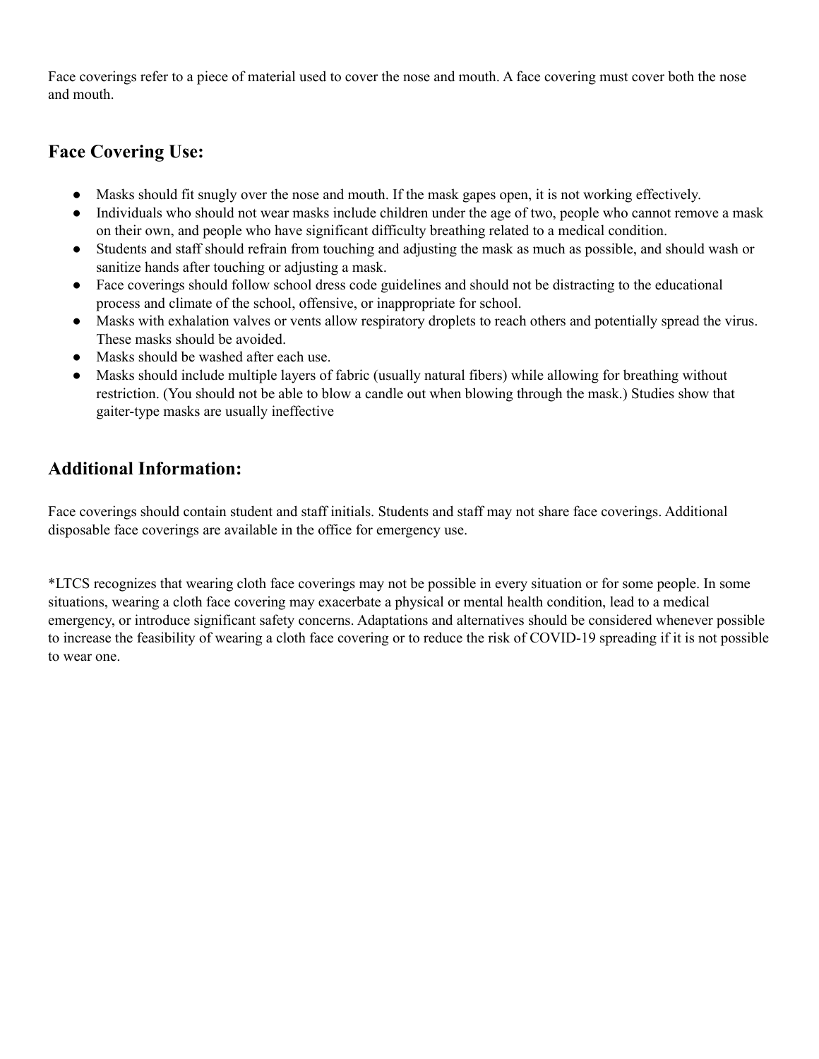Face coverings refer to a piece of material used to cover the nose and mouth. A face covering must cover both the nose and mouth.

## Face Covering Use:

- Masks should fit snugly over the nose and mouth. If the mask gapes open, it is not working effectively.
- Individuals who should not wear masks include children under the age of two, people who cannot remove a mask on their own, and people who have significant difficulty breathing related to a medical condition.
- Students and staff should refrain from touching and adjusting the mask as much as possible, and should wash or sanitize hands after touching or adjusting a mask.
- Face coverings should follow school dress code guidelines and should not be distracting to the educational process and climate of the school, offensive, or inappropriate for school.
- Masks with exhalation valves or vents allow respiratory droplets to reach others and potentially spread the virus. These masks should be avoided.
- Masks should be washed after each use.
- Masks should include multiple layers of fabric (usually natural fibers) while allowing for breathing without restriction. (You should not be able to blow a candle out when blowing through the mask.) Studies show that gaiter-type masks are usually ineffective

## Additional Information:

Face coverings should contain student and staff initials. Students and staff may not share face coverings. Additional disposable face coverings are available in the office for emergency use.

*LTCS recognizes that wearing cloth face coverings may not be possible in every situation or for some people. In some situations, wearing a cloth face covering may exacerbate a physical or mental health condition, lead to a medical emergency, or introduce significant safety concerns. Adaptations and alternatives should be considered whenever possible to increase the feasibility of wearing a cloth face covering or to reduce the risk of COVID-19 spreading if it is not possible to wear one.